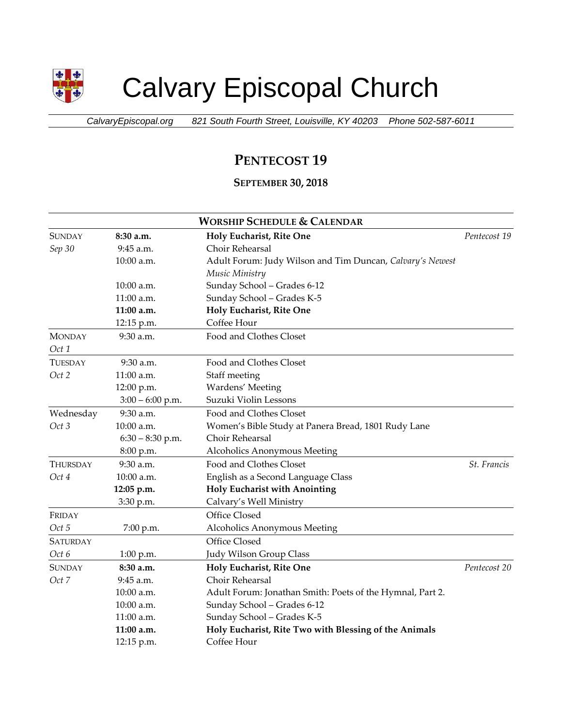# Calvary Episcopal Church

*CalvaryEpiscopal.org 821 South Fourth Street, Louisville, KY 40203 Phone 502-587-6011*

## PENTECOST 19

### SEPTEMBER 30, 2018

| WORSHIP SCHEDULE & CALENDAR | | | |
|---|---|---|---|
| SUNDAY | **8:30 a.m.** | **Holy Eucharist, Rite One** | *Pentecost 19* |
| *Sep 30* | 9:45 a.m. | Choir Rehearsal | |
| | 10:00 a.m. | Adult Forum: Judy Wilson and Tim Duncan, *Calvary's Newest Music Ministry* | |
| | 10:00 a.m. | Sunday School – Grades 6-12 | |
| | 11:00 a.m. | Sunday School – Grades K-5 | |
| | **11:00 a.m.** | **Holy Eucharist, Rite One** | |
| | 12:15 p.m. | Coffee Hour | |
| MONDAY *Oct 1* | 9:30 a.m. | Food and Clothes Closet | |
| TUESDAY | 9:30 a.m. | Food and Clothes Closet | |
| *Oct 2* | 11:00 a.m. | Staff meeting | |
| | 12:00 p.m. | Wardens' Meeting | |
| | 3:00 – 6:00 p.m. | Suzuki Violin Lessons | |
| Wednesday | 9:30 a.m. | Food and Clothes Closet | |
| *Oct 3* | 10:00 a.m. | Women's Bible Study at Panera Bread, 1801 Rudy Lane | |
| | 6:30 – 8:30 p.m. | Choir Rehearsal | |
| | 8:00 p.m. | Alcoholics Anonymous Meeting | |
| THURSDAY | 9:30 a.m. | Food and Clothes Closet | *St. Francis* |
| *Oct 4* | 10:00 a.m. | English as a Second Language Class | |
| | **12:05 p.m.** | **Holy Eucharist with Anointing** | |
| | 3:30 p.m. | Calvary's Well Ministry | |
| FRIDAY | | Office Closed | |
| *Oct 5* | 7:00 p.m. | Alcoholics Anonymous Meeting | |
| SATURDAY | | Office Closed | |
| *Oct 6* | 1:00 p.m. | Judy Wilson Group Class | |
| SUNDAY | **8:30 a.m.** | **Holy Eucharist, Rite One** | *Pentecost 20* |
| *Oct 7* | 9:45 a.m. | Choir Rehearsal | |
| | 10:00 a.m. | Adult Forum: Jonathan Smith: Poets of the Hymnal, Part 2. | |
| | 10:00 a.m. | Sunday School – Grades 6-12 | |
| | 11:00 a.m. | Sunday School – Grades K-5 | |
| | **11:00 a.m.** | **Holy Eucharist, Rite Two with Blessing of the Animals** | |
| | 12:15 p.m. | Coffee Hour | |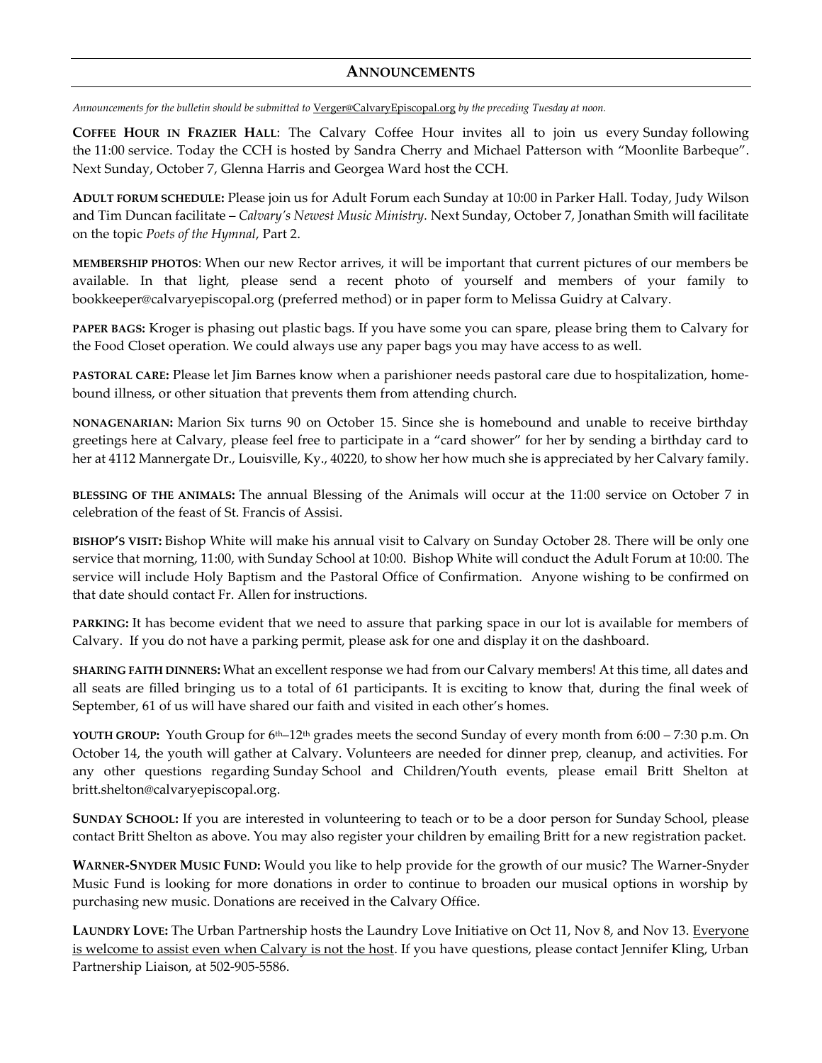## ANNOUNCEMENTS

*Announcements for the bulletin should be submitted to* Verger@CalvaryEpiscopal.org *by the preceding Tuesday at noon.*

**COFFEE HOUR IN FRAZIER HALL**: The Calvary Coffee Hour invites all to join us every Sunday following the 11:00 service. Today the CCH is hosted by Sandra Cherry and Michael Patterson with "Moonlite Barbeque". Next Sunday, October 7, Glenna Harris and Georgea Ward host the CCH.

**ADULT FORUM SCHEDULE:** Please join us for Adult Forum each Sunday at 10:00 in Parker Hall. Today, Judy Wilson and Tim Duncan facilitate – *Calvary's Newest Music Ministry.* Next Sunday, October 7, Jonathan Smith will facilitate on the topic *Poets of the Hymnal*, Part 2.

**MEMBERSHIP PHOTOS**: When our new Rector arrives, it will be important that current pictures of our members be available. In that light, please send a recent photo of yourself and members of your family to bookkeeper@calvaryepiscopal.org (preferred method) or in paper form to Melissa Guidry at Calvary.

**PAPER BAGS:** Kroger is phasing out plastic bags. If you have some you can spare, please bring them to Calvary for the Food Closet operation. We could always use any paper bags you may have access to as well.

**PASTORAL CARE:** Please let Jim Barnes know when a parishioner needs pastoral care due to hospitalization, homebound illness, or other situation that prevents them from attending church.

**NONAGENARIAN:** Marion Six turns 90 on October 15. Since she is homebound and unable to receive birthday greetings here at Calvary, please feel free to participate in a "card shower" for her by sending a birthday card to her at 4112 Mannergate Dr., Louisville, Ky., 40220, to show her how much she is appreciated by her Calvary family.

**BLESSING OF THE ANIMALS:** The annual Blessing of the Animals will occur at the 11:00 service on October 7 in celebration of the feast of St. Francis of Assisi.

**BISHOP'S VISIT:** Bishop White will make his annual visit to Calvary on Sunday October 28. There will be only one service that morning, 11:00, with Sunday School at 10:00. Bishop White will conduct the Adult Forum at 10:00. The service will include Holy Baptism and the Pastoral Office of Confirmation. Anyone wishing to be confirmed on that date should contact Fr. Allen for instructions.

**PARKING:** It has become evident that we need to assure that parking space in our lot is available for members of Calvary. If you do not have a parking permit, please ask for one and display it on the dashboard.

**SHARING FAITH DINNERS:** What an excellent response we had from our Calvary members! At this time, all dates and all seats are filled bringing us to a total of 61 participants. It is exciting to know that, during the final week of September, 61 of us will have shared our faith and visited in each other's homes.

**YOUTH GROUP:** Youth Group for 6th–12th grades meets the second Sunday of every month from 6:00 – 7:30 p.m. On October 14, the youth will gather at Calvary. Volunteers are needed for dinner prep, cleanup, and activities. For any other questions regarding Sunday School and Children/Youth events, please email Britt Shelton at britt.shelton@calvaryepiscopal.org.

**SUNDAY SCHOOL:** If you are interested in volunteering to teach or to be a door person for Sunday School, please contact Britt Shelton as above. You may also register your children by emailing Britt for a new registration packet.

**WARNER-SNYDER MUSIC FUND:** Would you like to help provide for the growth of our music? The Warner-Snyder Music Fund is looking for more donations in order to continue to broaden our musical options in worship by purchasing new music. Donations are received in the Calvary Office.

**LAUNDRY LOVE:** The Urban Partnership hosts the Laundry Love Initiative on Oct 11, Nov 8, and Nov 13. Everyone is welcome to assist even when Calvary is not the host. If you have questions, please contact Jennifer Kling, Urban Partnership Liaison, at 502-905-5586.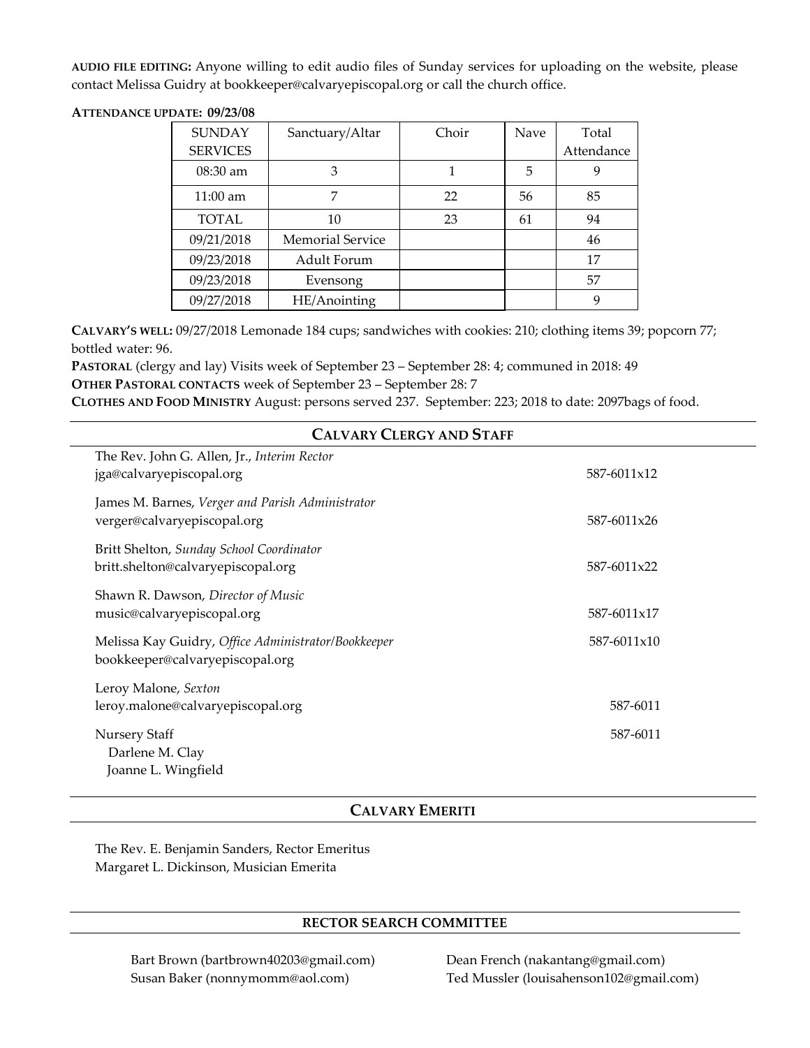**AUDIO FILE EDITING:** Anyone willing to edit audio files of Sunday services for uploading on the website, please contact Melissa Guidry at bookkeeper@calvaryepiscopal.org or call the church office.

**ATTENDANCE UPDATE: 09/23/08**

| SUNDAY SERVICES | Sanctuary/Altar | Choir | Nave | Total Attendance |
|---|---|---|---|---|
| 08:30 am | 3 | 1 | 5 | 9 |
| 11:00 am | 7 | 22 | 56 | 85 |
| TOTAL | 10 | 23 | 61 | 94 |
| 09/21/2018 | Memorial Service | | | 46 |
| 09/23/2018 | Adult Forum | | | 17 |
| 09/23/2018 | Evensong | | | 57 |
| 09/27/2018 | HE/Anointing | | | 9 |

**CALVARY'S WELL:** 09/27/2018 Lemonade 184 cups; sandwiches with cookies: 210; clothing items 39; popcorn 77; bottled water: 96.

**PASTORAL** (clergy and lay) Visits week of September 23 – September 28: 4; communed in 2018: 49

**OTHER PASTORAL CONTACTS** week of September 23 – September 28: 7

**CLOTHES AND FOOD MINISTRY** August: persons served 237. September: 223; 2018 to date: 2097bags of food.

## CALVARY CLERGY AND STAFF

The Rev. John G. Allen, Jr., *Interim Rector*
jga@calvaryepiscopal.org — 587-6011x12

James M. Barnes, *Verger and Parish Administrator*
verger@calvaryepiscopal.org — 587-6011x26

Britt Shelton, *Sunday School Coordinator*
britt.shelton@calvaryepiscopal.org — 587-6011x22

Shawn R. Dawson, *Director of Music*
music@calvaryepiscopal.org — 587-6011x17

Melissa Kay Guidry, *Office Administrator/Bookkeeper* — 587-6011x10
bookkeeper@calvaryepiscopal.org

Leroy Malone, *Sexton*
leroy.malone@calvaryepiscopal.org — 587-6011

Nursery Staff — 587-6011
Darlene M. Clay
Joanne L. Wingfield

## CALVARY EMERITI

The Rev. E. Benjamin Sanders, Rector Emeritus
Margaret L. Dickinson, Musician Emerita

## RECTOR SEARCH COMMITTEE

Bart Brown (bartbrown40203@gmail.com)
Susan Baker (nonnymomm@aol.com)
Dean French (nakantang@gmail.com)
Ted Mussler (louisahenson102@gmail.com)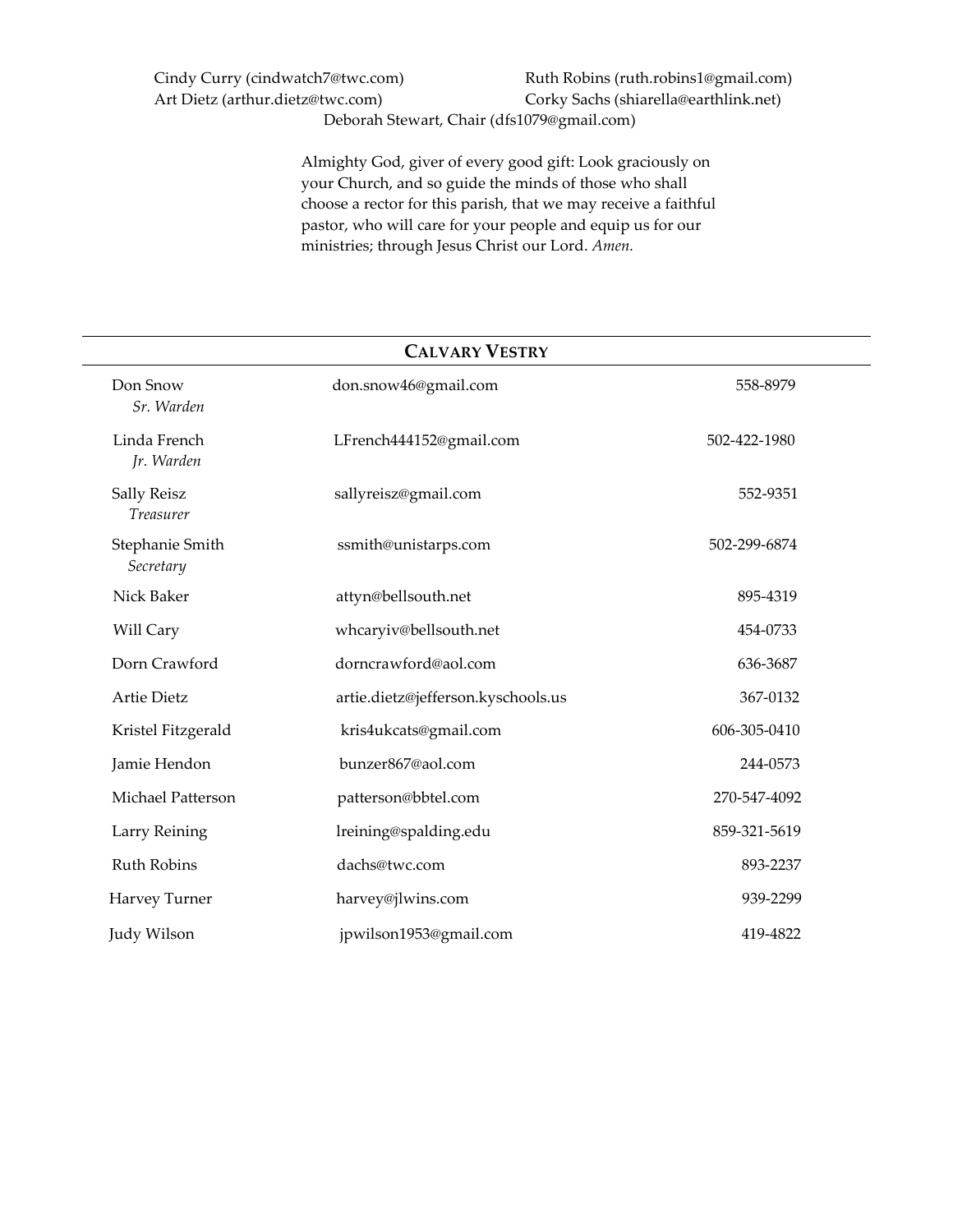Cindy Curry (cindwatch7@twc.com)
Ruth Robins (ruth.robins1@gmail.com)
Art Dietz (arthur.dietz@twc.com)
Corky Sachs (shiarella@earthlink.net)
Deborah Stewart, Chair (dfs1079@gmail.com)

Almighty God, giver of every good gift: Look graciously on your Church, and so guide the minds of those who shall choose a rector for this parish, that we may receive a faithful pastor, who will care for your people and equip us for our ministries; through Jesus Christ our Lord. *Amen.*

## CALVARY VESTRY

| | | |
|---|---|---|
| Don Snow<br>*Sr. Warden* | don.snow46@gmail.com | 558-8979 |
| Linda French<br>*Jr. Warden* | LFrench444152@gmail.com | 502-422-1980 |
| Sally Reisz<br>*Treasurer* | sallyreisz@gmail.com | 552-9351 |
| Stephanie Smith<br>*Secretary* | ssmith@unistarps.com | 502-299-6874 |
| Nick Baker | attyn@bellsouth.net | 895-4319 |
| Will Cary | whcaryiv@bellsouth.net | 454-0733 |
| Dorn Crawford | dorncrawford@aol.com | 636-3687 |
| Artie Dietz | artie.dietz@jefferson.kyschools.us | 367-0132 |
| Kristel Fitzgerald | kris4ukcats@gmail.com | 606-305-0410 |
| Jamie Hendon | bunzer867@aol.com | 244-0573 |
| Michael Patterson | patterson@bbtel.com | 270-547-4092 |
| Larry Reining | lreining@spalding.edu | 859-321-5619 |
| Ruth Robins | dachs@twc.com | 893-2237 |
| Harvey Turner | harvey@jlwins.com | 939-2299 |
| Judy Wilson | jpwilson1953@gmail.com | 419-4822 |